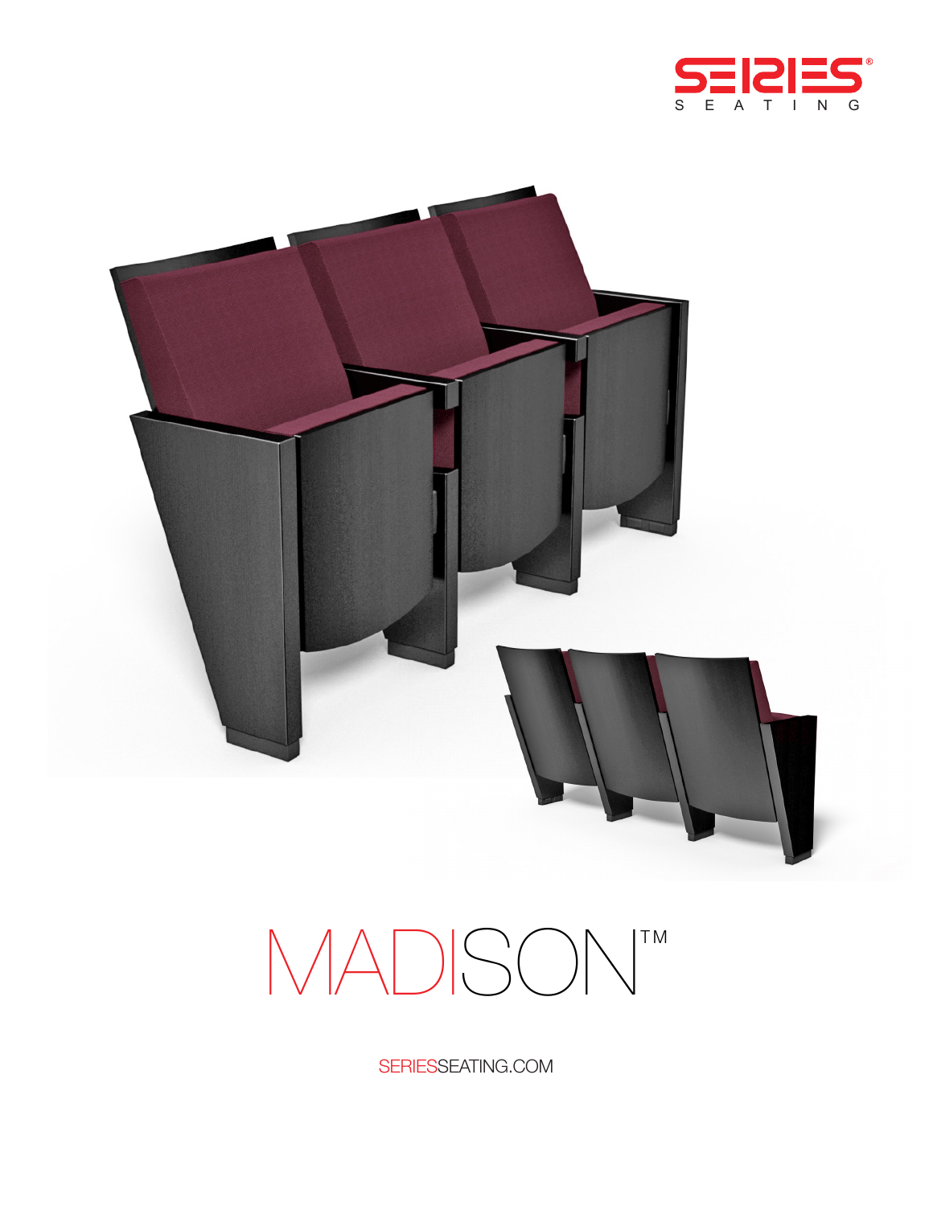SERIES SEATING

# MADISON™

SERIESSEATING.COM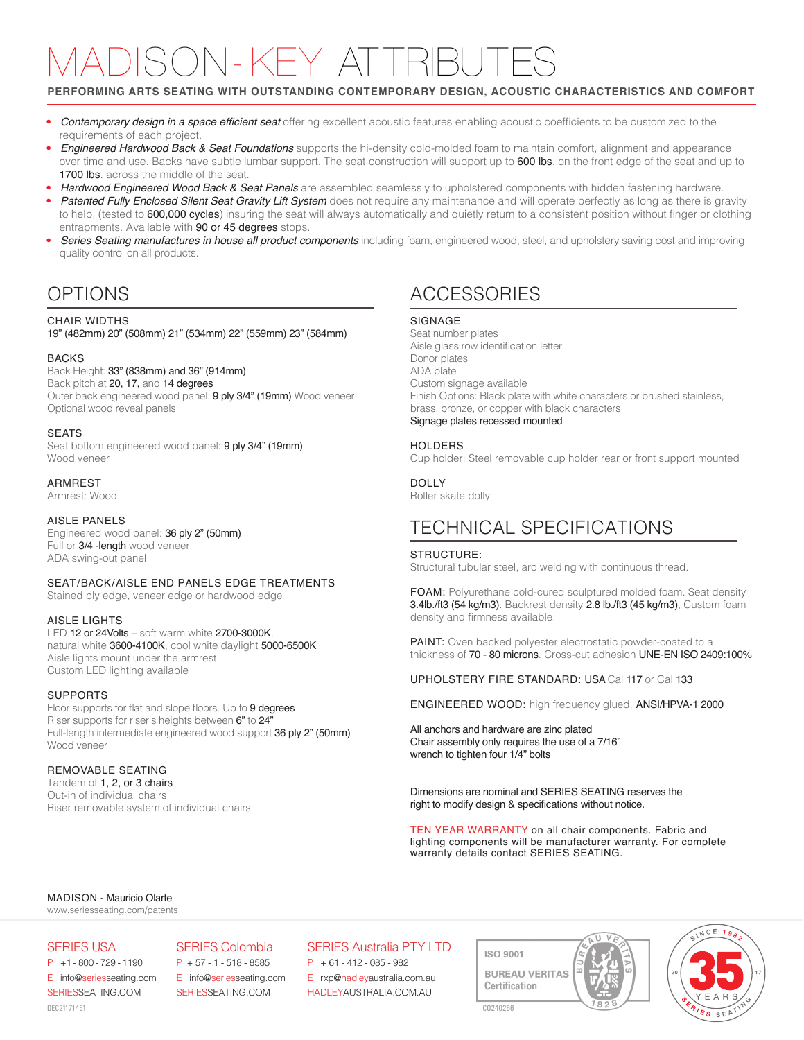# MADISON-KEY ATTRIBUTES

**PERFORMING ARTS SEATING WITH OUTSTANDING CONTEMPORARY DESIGN, ACOUSTIC CHARACTERISTICS AND COMFORT**

- *Contemporary design in a space efficient seat* offering excellent acoustic features enabling acoustic coefficients to be customized to the requirements of each project.
- *Engineered Hardwood Back & Seat Foundations* supports the hi-density cold-molded foam to maintain comfort, alignment and appearance over time and use. Backs have subtle lumbar support. The seat construction will support up to 600 lbs. on the front edge of the seat and up to 1700 lbs. across the middle of the seat.
- *Hardwood Engineered Wood Back & Seat Panels* are assembled seamlessly to upholstered components with hidden fastening hardware.
- *Patented Fully Enclosed Silent Seat Gravity Lift System* does not require any maintenance and will operate perfectly as long as there is gravity to help, (tested to 600,000 cycles) insuring the seat will always automatically and quietly return to a consistent position without finger or clothing entrapments. Available with 90 or 45 degrees stops.
- *Series Seating manufactures in house all product components* including foam, engineered wood, steel, and upholstery saving cost and improving quality control on all products.

## OPTIONS

### CHAIR WIDTHS
19" (482mm) 20" (508mm) 21" (534mm) 22" (559mm) 23" (584mm)

### BACKS
Back Height: 33" (838mm) and 36" (914mm)
Back pitch at 20, 17, and 14 degrees
Outer back engineered wood panel: 9 ply 3/4" (19mm) Wood veneer
Optional wood reveal panels

### SEATS
Seat bottom engineered wood panel: 9 ply 3/4" (19mm)
Wood veneer

### ARMREST
Armrest: Wood

### AISLE PANELS
Engineered wood panel: 36 ply 2" (50mm)
Full or 3/4 -length wood veneer
ADA swing-out panel

### SEAT/BACK/AISLE END PANELS EDGE TREATMENTS
Stained ply edge, veneer edge or hardwood edge

### AISLE LIGHTS
LED 12 or 24Volts – soft warm white 2700-3000K,
natural white 3600-4100K, cool white daylight 5000-6500K
Aisle lights mount under the armrest
Custom LED lighting available

### SUPPORTS
Floor supports for flat and slope floors. Up to 9 degrees
Riser supports for riser's heights between 6" to 24"
Full-length intermediate engineered wood support 36 ply 2" (50mm)
Wood veneer

### REMOVABLE SEATING
Tandem of 1, 2, or 3 chairs
Out-in of individual chairs
Riser removable system of individual chairs

## ACCESSORIES

### SIGNAGE
Seat number plates
Aisle glass row identification letter
Donor plates
ADA plate
Custom signage available
Finish Options: Black plate with white characters or brushed stainless, brass, bronze, or copper with black characters
Signage plates recessed mounted

### HOLDERS
Cup holder: Steel removable cup holder rear or front support mounted

### DOLLY
Roller skate dolly

## TECHNICAL SPECIFICATIONS

### STRUCTURE:
Structural tubular steel, arc welding with continuous thread.

**FOAM:** Polyurethane cold-cured sculptured molded foam. Seat density 3.4lb./ft3 (54 kg/m3). Backrest density 2.8 lb./ft3 (45 kg/m3), Custom foam density and firmness available.

**PAINT:** Oven backed polyester electrostatic powder-coated to a thickness of 70 - 80 microns. Cross-cut adhesion UNE-EN ISO 2409:100%

**UPHOLSTERY FIRE STANDARD:** USA Cal 117 or Cal 133

**ENGINEERED WOOD:** high frequency glued, ANSI/HPVA-1 2000

All anchors and hardware are zinc plated
Chair assembly only requires the use of a 7/16" wrench to tighten four 1/4" bolts

Dimensions are nominal and SERIES SEATING reserves the right to modify design & specifications without notice.

TEN YEAR WARRANTY on all chair components. Fabric and lighting components will be manufacturer warranty. For complete warranty details contact SERIES SEATING.

MADISON - Mauricio Olarte
www.seriesseating.com/patents

**SERIES USA**
P +1 - 800 - 729 - 1190
E info@seriesseating.com
SERIESSEATING.COM

**SERIES Colombia**
P + 57 - 1 - 518 - 8585
E info@seriesseating.com
SERIESSEATING.COM

**SERIES Australia PTY LTD**
P + 61 - 412 - 085 - 982
E rxp@hadleyaustralia.com.au
HADLEYAUSTRALIA.COM.AU

ISO 9001
BUREAU VERITAS Certification
C0240256

SINCE 1982 35 YEARS SERIES SEATING

DEC21171451